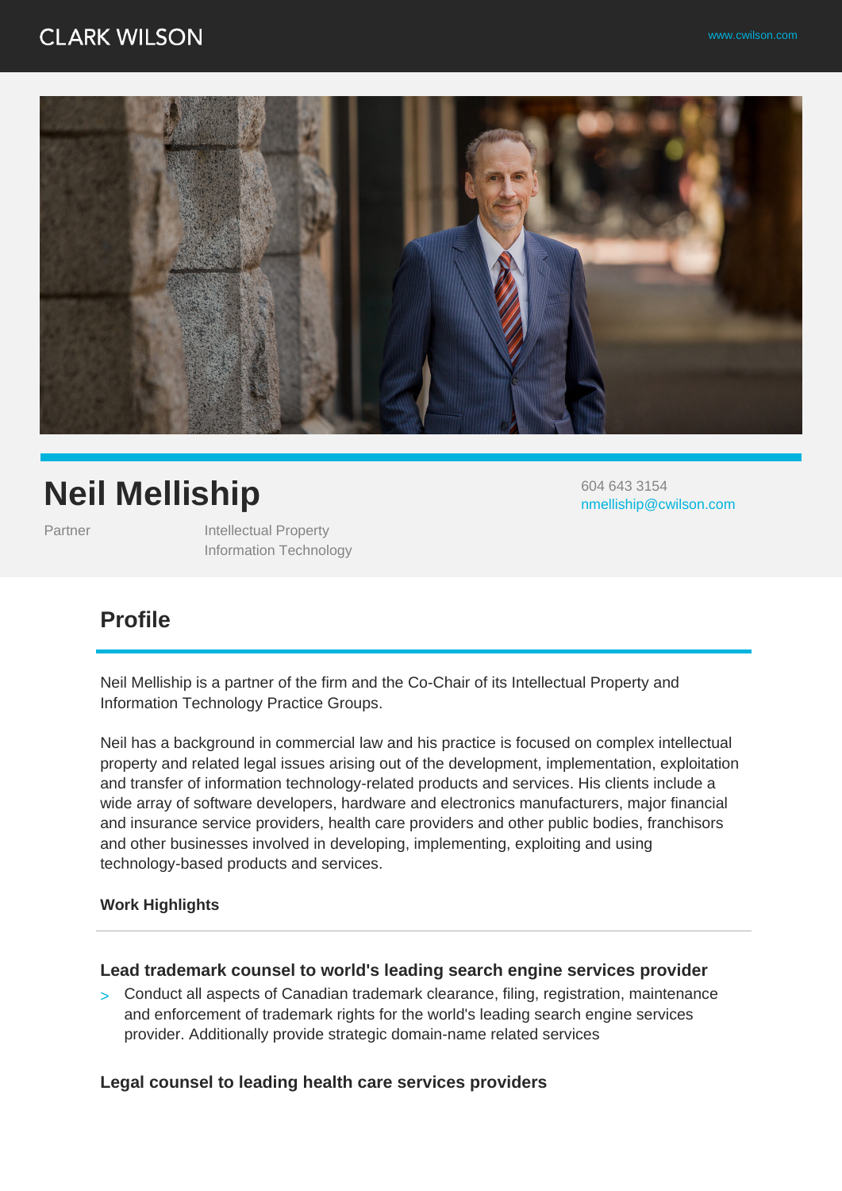CLARK WILSON

www.cwilson.com

# Neil Melliship

604 643 3154
nmelliship@cwilson.com

Partner

Intellectual Property
Information Technology

## Profile

Neil Melliship is a partner of the firm and the Co-Chair of its Intellectual Property and Information Technology Practice Groups.

Neil has a background in commercial law and his practice is focused on complex intellectual property and related legal issues arising out of the development, implementation, exploitation and transfer of information technology-related products and services. His clients include a wide array of software developers, hardware and electronics manufacturers, major financial and insurance service providers, health care providers and other public bodies, franchisors and other businesses involved in developing, implementing, exploiting and using technology-based products and services.

### Work Highlights

**Lead trademark counsel to world's leading search engine services provider**

- Conduct all aspects of Canadian trademark clearance, filing, registration, maintenance and enforcement of trademark rights for the world's leading search engine services provider. Additionally provide strategic domain-name related services

**Legal counsel to leading health care services providers**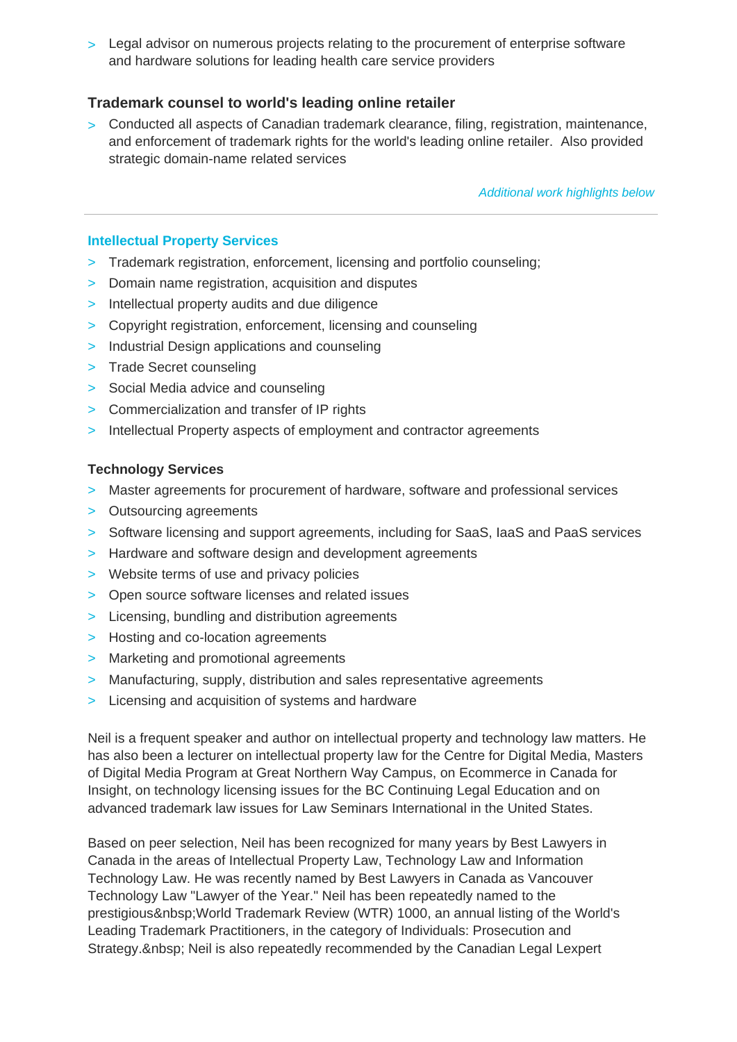- Legal advisor on numerous projects relating to the procurement of enterprise software and hardware solutions for leading health care service providers

**Trademark counsel to world's leading online retailer**

- Conducted all aspects of Canadian trademark clearance, filing, registration, maintenance, and enforcement of trademark rights for the world's leading online retailer. Also provided strategic domain-name related services

*Additional work highlights below*

---

### Intellectual Property Services

- Trademark registration, enforcement, licensing and portfolio counseling;
- Domain name registration, acquisition and disputes
- Intellectual property audits and due diligence
- Copyright registration, enforcement, licensing and counseling
- Industrial Design applications and counseling
- Trade Secret counseling
- Social Media advice and counseling
- Commercialization and transfer of IP rights
- Intellectual Property aspects of employment and contractor agreements

### Technology Services

- Master agreements for procurement of hardware, software and professional services
- Outsourcing agreements
- Software licensing and support agreements, including for SaaS, IaaS and PaaS services
- Hardware and software design and development agreements
- Website terms of use and privacy policies
- Open source software licenses and related issues
- Licensing, bundling and distribution agreements
- Hosting and co-location agreements
- Marketing and promotional agreements
- Manufacturing, supply, distribution and sales representative agreements
- Licensing and acquisition of systems and hardware

Neil is a frequent speaker and author on intellectual property and technology law matters. He has also been a lecturer on intellectual property law for the Centre for Digital Media, Masters of Digital Media Program at Great Northern Way Campus, on Ecommerce in Canada for Insight, on technology licensing issues for the BC Continuing Legal Education and on advanced trademark law issues for Law Seminars International in the United States.

Based on peer selection, Neil has been recognized for many years by Best Lawyers in Canada in the areas of Intellectual Property Law, Technology Law and Information Technology Law. He was recently named by Best Lawyers in Canada as Vancouver Technology Law "Lawyer of the Year." Neil has been repeatedly named to the prestigious&nbsp;World Trademark Review (WTR) 1000, an annual listing of the World's Leading Trademark Practitioners, in the category of Individuals: Prosecution and Strategy.&nbsp; Neil is also repeatedly recommended by the Canadian Legal Lexpert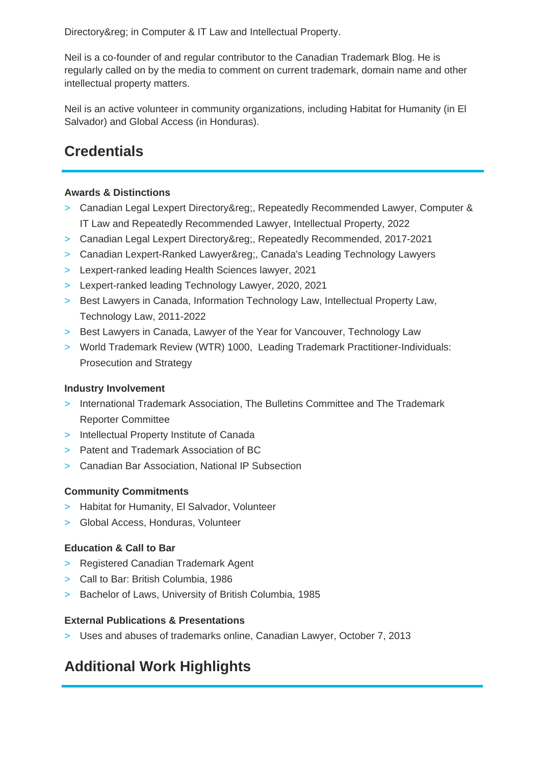Directory&reg; in Computer & IT Law and Intellectual Property.

Neil is a co-founder of and regular contributor to the Canadian Trademark Blog. He is regularly called on by the media to comment on current trademark, domain name and other intellectual property matters.

Neil is an active volunteer in community organizations, including Habitat for Humanity (in El Salvador) and Global Access (in Honduras).

## Credentials

### Awards & Distinctions

- Canadian Legal Lexpert Directory&reg;, Repeatedly Recommended Lawyer, Computer & IT Law and Repeatedly Recommended Lawyer, Intellectual Property, 2022
- Canadian Legal Lexpert Directory&reg;, Repeatedly Recommended, 2017-2021
- Canadian Lexpert-Ranked Lawyer&reg;, Canada's Leading Technology Lawyers
- Lexpert-ranked leading Health Sciences lawyer, 2021
- Lexpert-ranked leading Technology Lawyer, 2020, 2021
- Best Lawyers in Canada, Information Technology Law, Intellectual Property Law, Technology Law, 2011-2022
- Best Lawyers in Canada, Lawyer of the Year for Vancouver, Technology Law
- World Trademark Review (WTR) 1000, Leading Trademark Practitioner-Individuals: Prosecution and Strategy

### Industry Involvement

- International Trademark Association, The Bulletins Committee and The Trademark Reporter Committee
- Intellectual Property Institute of Canada
- Patent and Trademark Association of BC
- Canadian Bar Association, National IP Subsection

### Community Commitments

- Habitat for Humanity, El Salvador, Volunteer
- Global Access, Honduras, Volunteer

### Education & Call to Bar

- Registered Canadian Trademark Agent
- Call to Bar: British Columbia, 1986
- Bachelor of Laws, University of British Columbia, 1985

### External Publications & Presentations

- Uses and abuses of trademarks online, Canadian Lawyer, October 7, 2013

## Additional Work Highlights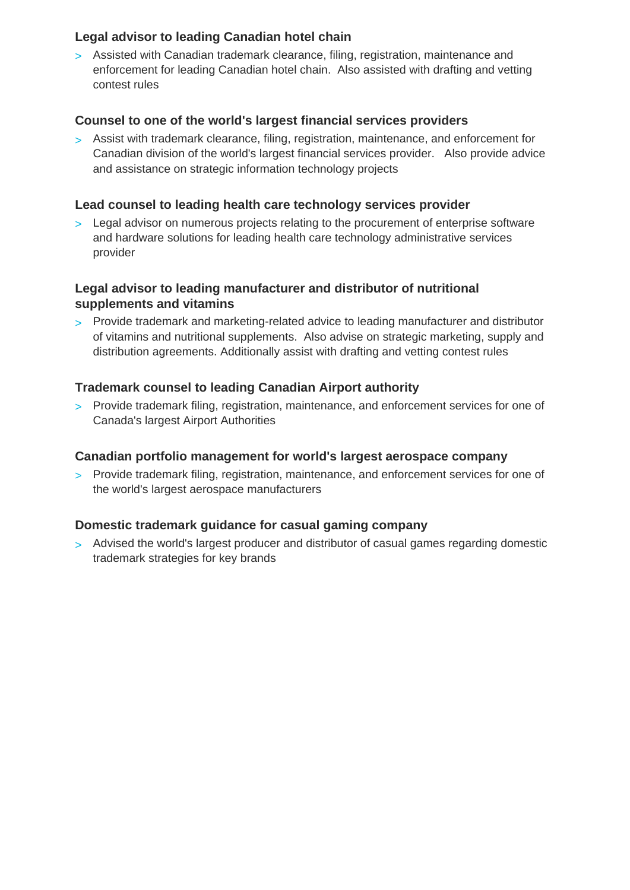### Legal advisor to leading Canadian hotel chain

- Assisted with Canadian trademark clearance, filing, registration, maintenance and enforcement for leading Canadian hotel chain. Also assisted with drafting and vetting contest rules

### Counsel to one of the world's largest financial services providers

- Assist with trademark clearance, filing, registration, maintenance, and enforcement for Canadian division of the world's largest financial services provider. Also provide advice and assistance on strategic information technology projects

### Lead counsel to leading health care technology services provider

- Legal advisor on numerous projects relating to the procurement of enterprise software and hardware solutions for leading health care technology administrative services provider

### Legal advisor to leading manufacturer and distributor of nutritional supplements and vitamins

- Provide trademark and marketing-related advice to leading manufacturer and distributor of vitamins and nutritional supplements. Also advise on strategic marketing, supply and distribution agreements. Additionally assist with drafting and vetting contest rules

### Trademark counsel to leading Canadian Airport authority

- Provide trademark filing, registration, maintenance, and enforcement services for one of Canada's largest Airport Authorities

### Canadian portfolio management for world's largest aerospace company

- Provide trademark filing, registration, maintenance, and enforcement services for one of the world's largest aerospace manufacturers

### Domestic trademark guidance for casual gaming company

- Advised the world's largest producer and distributor of casual games regarding domestic trademark strategies for key brands